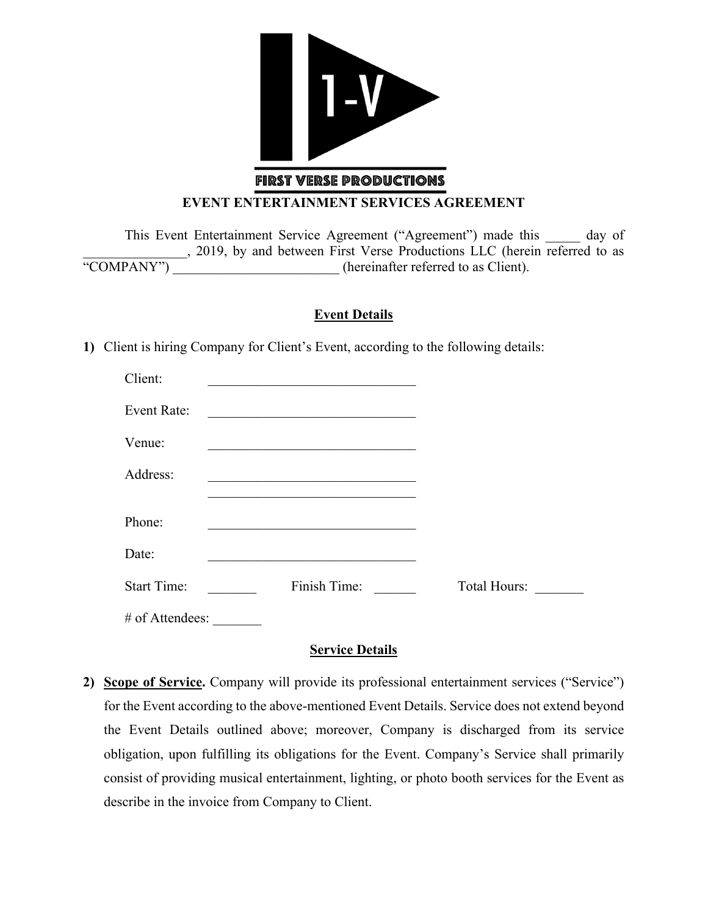FIRST VERSE PRODUCTIONS

# EVENT ENTERTAINMENT SERVICES AGREEMENT

This Event Entertainment Service Agreement ("Agreement") made this _____ day of _______________, 2019, by and between First Verse Productions LLC (herein referred to as "COMPANY") ________________________ (hereinafter referred to as Client).

## Event Details

**1)** Client is hiring Company for Client's Event, according to the following details:

Client: ______________________________

Event Rate: ______________________________

Venue: ______________________________

Address: ______________________________
______________________________

Phone: ______________________________

Date: ______________________________

Start Time: _______ Finish Time: ______ Total Hours: _______

\# of Attendees: _______

## Service Details

**2)** **Scope of Service.** Company will provide its professional entertainment services ("Service") for the Event according to the above-mentioned Event Details. Service does not extend beyond the Event Details outlined above; moreover, Company is discharged from its service obligation, upon fulfilling its obligations for the Event. Company's Service shall primarily consist of providing musical entertainment, lighting, or photo booth services for the Event as describe in the invoice from Company to Client.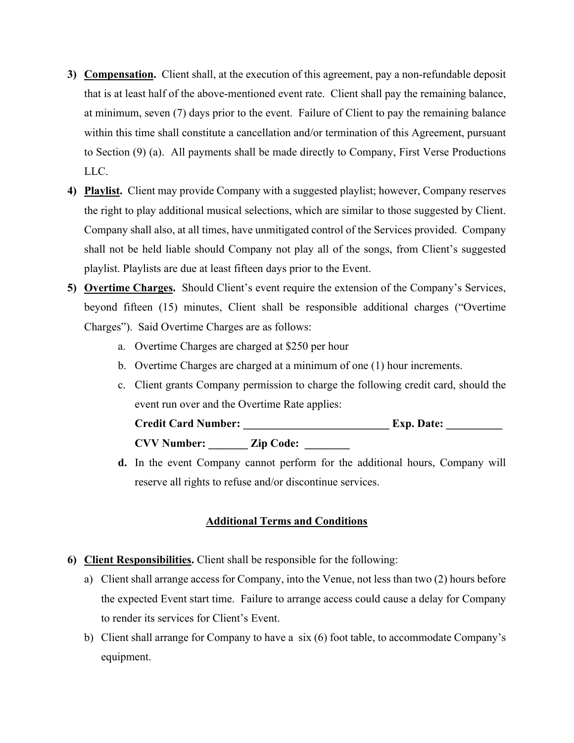3) **<u>Compensation</u>.** Client shall, at the execution of this agreement, pay a non-refundable deposit that is at least half of the above-mentioned event rate. Client shall pay the remaining balance, at minimum, seven (7) days prior to the event. Failure of Client to pay the remaining balance within this time shall constitute a cancellation and/or termination of this Agreement, pursuant to Section (9) (a). All payments shall be made directly to Company, First Verse Productions LLC.

4) **<u>Playlist</u>.** Client may provide Company with a suggested playlist; however, Company reserves the right to play additional musical selections, which are similar to those suggested by Client. Company shall also, at all times, have unmitigated control of the Services provided. Company shall not be held liable should Company not play all of the songs, from Client's suggested playlist. Playlists are due at least fifteen days prior to the Event.

5) **<u>Overtime Charges</u>.** Should Client's event require the extension of the Company's Services, beyond fifteen (15) minutes, Client shall be responsible additional charges ("Overtime Charges"). Said Overtime Charges are as follows:
   a. Overtime Charges are charged at $250 per hour
   b. Overtime Charges are charged at a minimum of one (1) hour increments.
   c. Client grants Company permission to charge the following credit card, should the event run over and the Overtime Rate applies:

      **Credit Card Number: __________________________ Exp. Date: __________**

      **CVV Number: _______ Zip Code: ________**
   **d.** In the event Company cannot perform for the additional hours, Company will reserve all rights to refuse and/or discontinue services.

## <u>Additional Terms and Conditions</u>

6) **<u>Client Responsibilities</u>.** Client shall be responsible for the following:
   a) Client shall arrange access for Company, into the Venue, not less than two (2) hours before the expected Event start time. Failure to arrange access could cause a delay for Company to render its services for Client's Event.
   b) Client shall arrange for Company to have a six (6) foot table, to accommodate Company's equipment.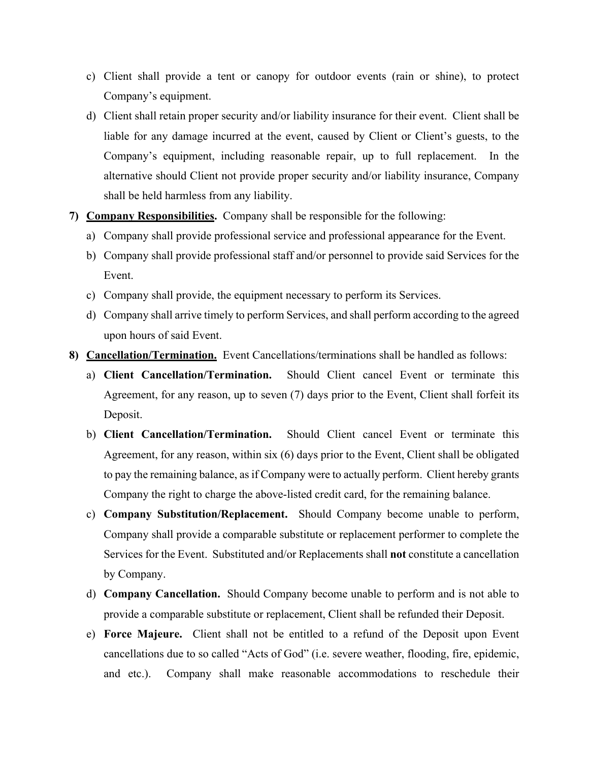c) Client shall provide a tent or canopy for outdoor events (rain or shine), to protect Company's equipment.

d) Client shall retain proper security and/or liability insurance for their event. Client shall be liable for any damage incurred at the event, caused by Client or Client's guests, to the Company's equipment, including reasonable repair, up to full replacement. In the alternative should Client not provide proper security and/or liability insurance, Company shall be held harmless from any liability.

**7) <u>Company Responsibilities</u>.** Company shall be responsible for the following:

a) Company shall provide professional service and professional appearance for the Event.

b) Company shall provide professional staff and/or personnel to provide said Services for the Event.

c) Company shall provide, the equipment necessary to perform its Services.

d) Company shall arrive timely to perform Services, and shall perform according to the agreed upon hours of said Event.

**8) <u>Cancellation/Termination.</u>** Event Cancellations/terminations shall be handled as follows:

a) **Client Cancellation/Termination.** Should Client cancel Event or terminate this Agreement, for any reason, up to seven (7) days prior to the Event, Client shall forfeit its Deposit.

b) **Client Cancellation/Termination.** Should Client cancel Event or terminate this Agreement, for any reason, within six (6) days prior to the Event, Client shall be obligated to pay the remaining balance, as if Company were to actually perform. Client hereby grants Company the right to charge the above-listed credit card, for the remaining balance.

c) **Company Substitution/Replacement.** Should Company become unable to perform, Company shall provide a comparable substitute or replacement performer to complete the Services for the Event. Substituted and/or Replacements shall **not** constitute a cancellation by Company.

d) **Company Cancellation.** Should Company become unable to perform and is not able to provide a comparable substitute or replacement, Client shall be refunded their Deposit.

e) **Force Majeure.** Client shall not be entitled to a refund of the Deposit upon Event cancellations due to so called "Acts of God" (i.e. severe weather, flooding, fire, epidemic, and etc.). Company shall make reasonable accommodations to reschedule their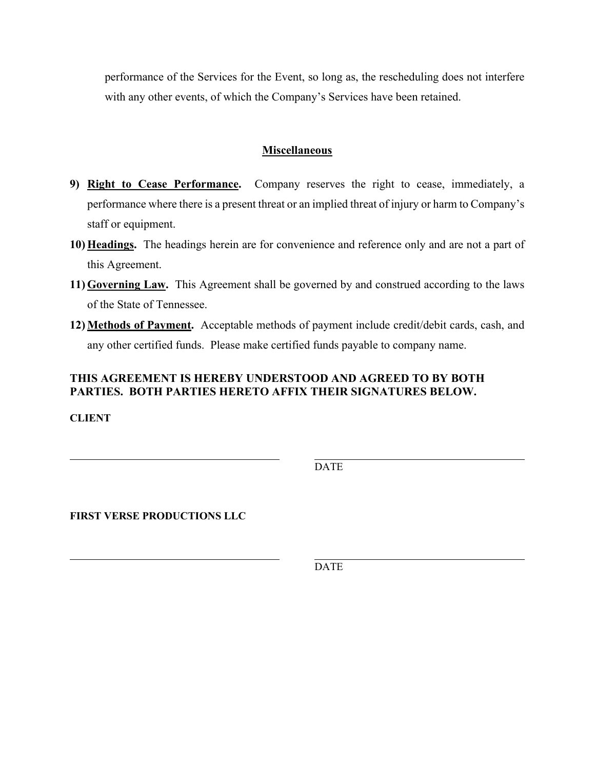performance of the Services for the Event, so long as, the rescheduling does not interfere with any other events, of which the Company's Services have been retained.

## Miscellaneous

9) **Right to Cease Performance.** Company reserves the right to cease, immediately, a performance where there is a present threat or an implied threat of injury or harm to Company's staff or equipment.

10) **Headings.** The headings herein are for convenience and reference only and are not a part of this Agreement.

11) **Governing Law.** This Agreement shall be governed by and construed according to the laws of the State of Tennessee.

12) **Methods of Payment.** Acceptable methods of payment include credit/debit cards, cash, and any other certified funds. Please make certified funds payable to company name.

**THIS AGREEMENT IS HEREBY UNDERSTOOD AND AGREED TO BY BOTH PARTIES. BOTH PARTIES HERETO AFFIX THEIR SIGNATURES BELOW.**

**CLIENT**

\_\_\_\_\_\_\_\_\_\_\_\_\_\_\_\_\_\_\_\_\_\_\_\_\_\_\_\_\_\_ \_\_\_\_\_\_\_\_\_\_\_\_\_\_\_\_\_\_\_\_\_\_\_\_\_\_\_\_\_\_
DATE

**FIRST VERSE PRODUCTIONS LLC**

\_\_\_\_\_\_\_\_\_\_\_\_\_\_\_\_\_\_\_\_\_\_\_\_\_\_\_\_\_\_ \_\_\_\_\_\_\_\_\_\_\_\_\_\_\_\_\_\_\_\_\_\_\_\_\_\_\_\_\_\_
DATE